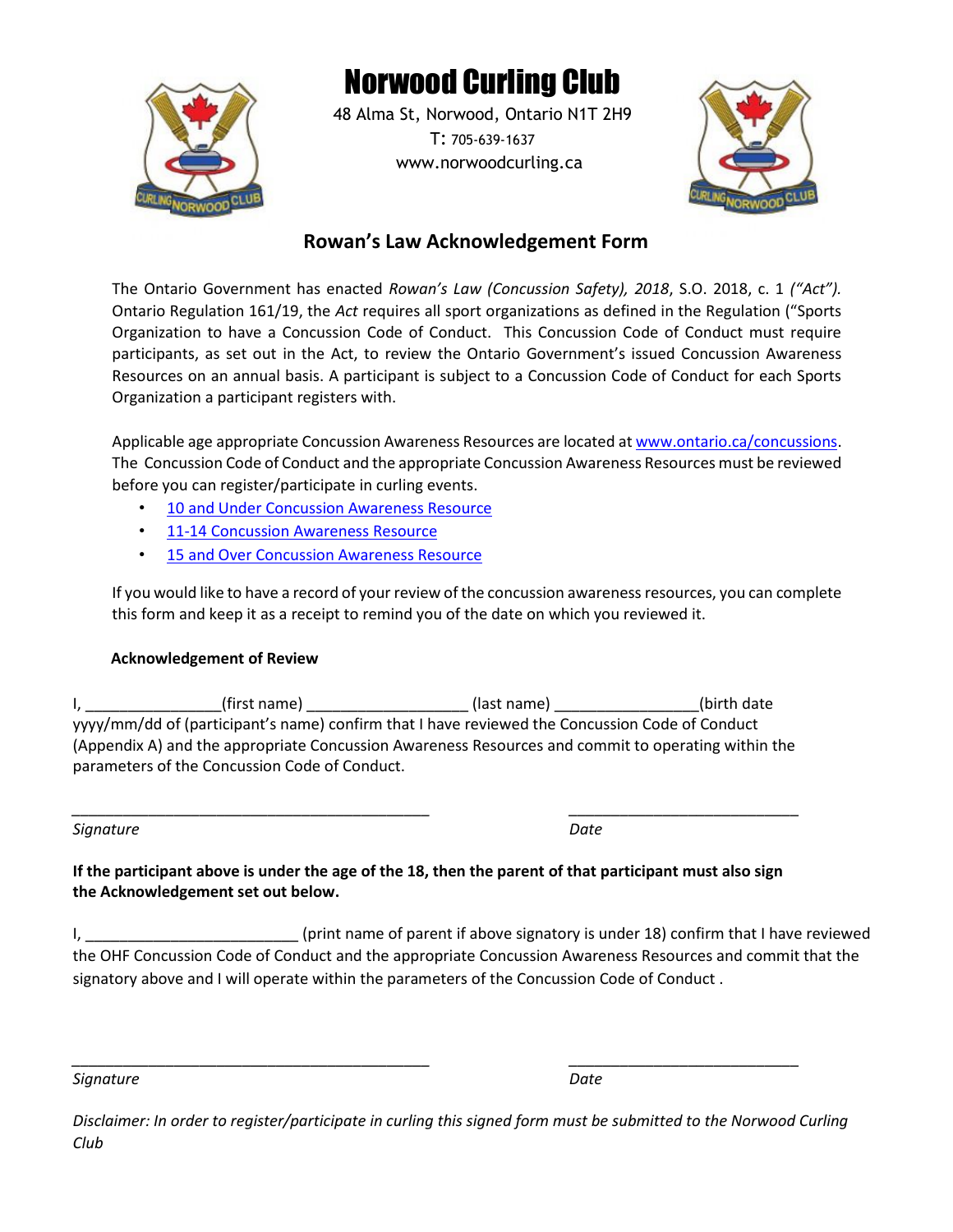# Norwood Curling Club

48 Alma St, Norwood, Ontario N1T 2H9
T: 705-639-1637
www.norwoodcurling.ca

## Rowan's Law Acknowledgement Form

The Ontario Government has enacted *Rowan's Law (Concussion Safety), 2018*, S.O. 2018, c. 1 *("Act").* Ontario Regulation 161/19, the *Act* requires all sport organizations as defined in the Regulation ("Sports Organization to have a Concussion Code of Conduct. This Concussion Code of Conduct must require participants, as set out in the Act, to review the Ontario Government's issued Concussion Awareness Resources on an annual basis. A participant is subject to a Concussion Code of Conduct for each Sports Organization a participant registers with.

Applicable age appropriate Concussion Awareness Resources are located at [www.ontario.ca/concussions](www.ontario.ca/concussions). The Concussion Code of Conduct and the appropriate Concussion Awareness Resources must be reviewed before you can register/participate in curling events.

- 10 and Under Concussion Awareness Resource
- 11-14 Concussion Awareness Resource
- 15 and Over Concussion Awareness Resource

If you would like to have a record of your review of the concussion awareness resources, you can complete this form and keep it as a receipt to remind you of the date on which you reviewed it.

**Acknowledgement of Review**

I, ________________(first name) ___________________ (last name) _________________(birth date yyyy/mm/dd of (participant's name) confirm that I have reviewed the Concussion Code of Conduct (Appendix A) and the appropriate Concussion Awareness Resources and commit to operating within the parameters of the Concussion Code of Conduct.

_____________________________________________ _____________________________

*Signature* *Date*

**If the participant above is under the age of the 18, then the parent of that participant must also sign the Acknowledgement set out below.**

I, _________________________ (print name of parent if above signatory is under 18) confirm that I have reviewed the OHF Concussion Code of Conduct and the appropriate Concussion Awareness Resources and commit that the signatory above and I will operate within the parameters of the Concussion Code of Conduct .

_____________________________________________ _____________________________

*Signature* *Date*

*Disclaimer: In order to register/participate in curling this signed form must be submitted to the Norwood Curling Club*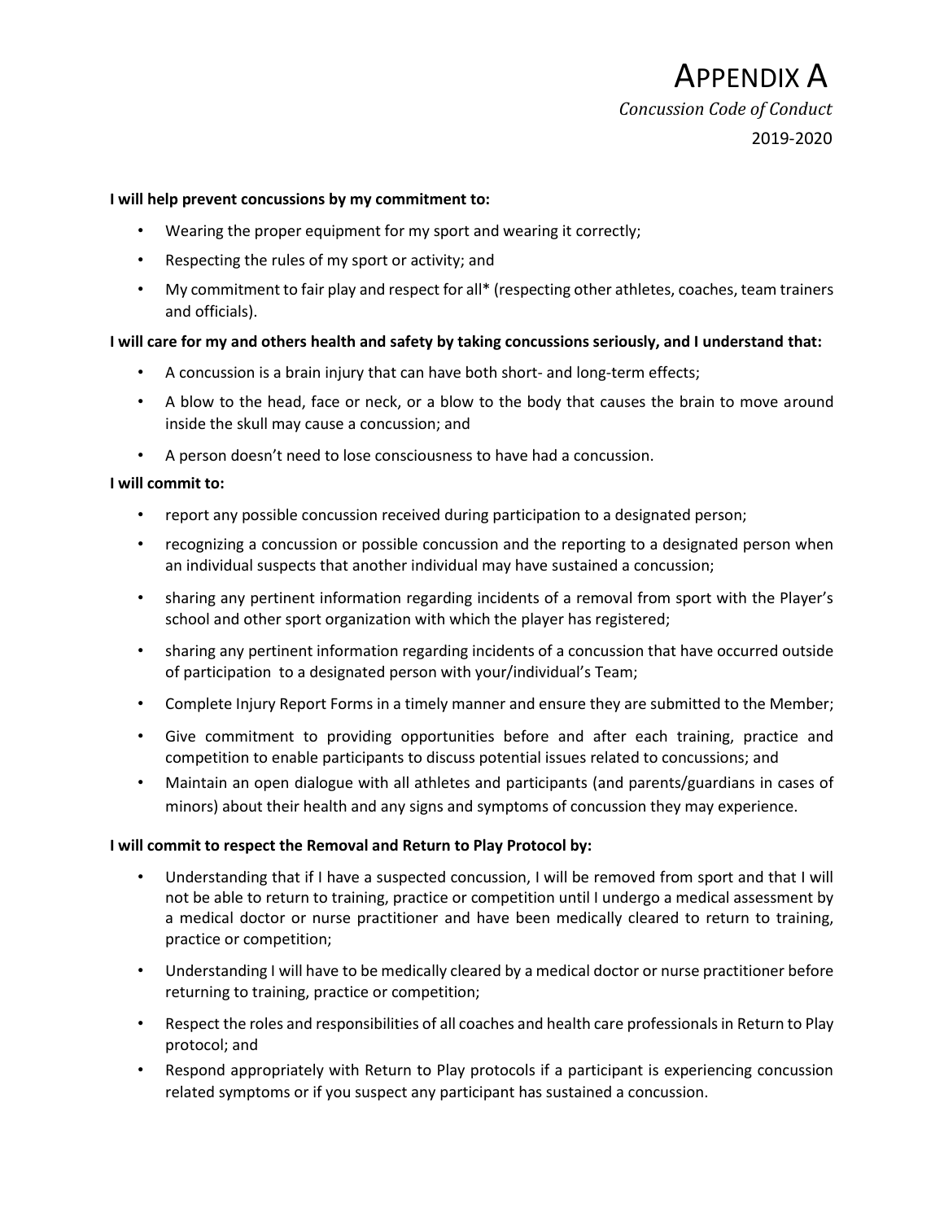# APPENDIX A

*Concussion Code of Conduct*

2019-2020

**I will help prevent concussions by my commitment to:**

- Wearing the proper equipment for my sport and wearing it correctly;
- Respecting the rules of my sport or activity; and
- My commitment to fair play and respect for all* (respecting other athletes, coaches, team trainers and officials).

**I will care for my and others health and safety by taking concussions seriously, and I understand that:**

- A concussion is a brain injury that can have both short- and long-term effects;
- A blow to the head, face or neck, or a blow to the body that causes the brain to move around inside the skull may cause a concussion; and
- A person doesn't need to lose consciousness to have had a concussion.

**I will commit to:**

- report any possible concussion received during participation to a designated person;
- recognizing a concussion or possible concussion and the reporting to a designated person when an individual suspects that another individual may have sustained a concussion;
- sharing any pertinent information regarding incidents of a removal from sport with the Player's school and other sport organization with which the player has registered;
- sharing any pertinent information regarding incidents of a concussion that have occurred outside of participation to a designated person with your/individual's Team;
- Complete Injury Report Forms in a timely manner and ensure they are submitted to the Member;
- Give commitment to providing opportunities before and after each training, practice and competition to enable participants to discuss potential issues related to concussions; and
- Maintain an open dialogue with all athletes and participants (and parents/guardians in cases of minors) about their health and any signs and symptoms of concussion they may experience.

**I will commit to respect the Removal and Return to Play Protocol by:**

- Understanding that if I have a suspected concussion, I will be removed from sport and that I will not be able to return to training, practice or competition until I undergo a medical assessment by a medical doctor or nurse practitioner and have been medically cleared to return to training, practice or competition;
- Understanding I will have to be medically cleared by a medical doctor or nurse practitioner before returning to training, practice or competition;
- Respect the roles and responsibilities of all coaches and health care professionals in Return to Play protocol; and
- Respond appropriately with Return to Play protocols if a participant is experiencing concussion related symptoms or if you suspect any participant has sustained a concussion.